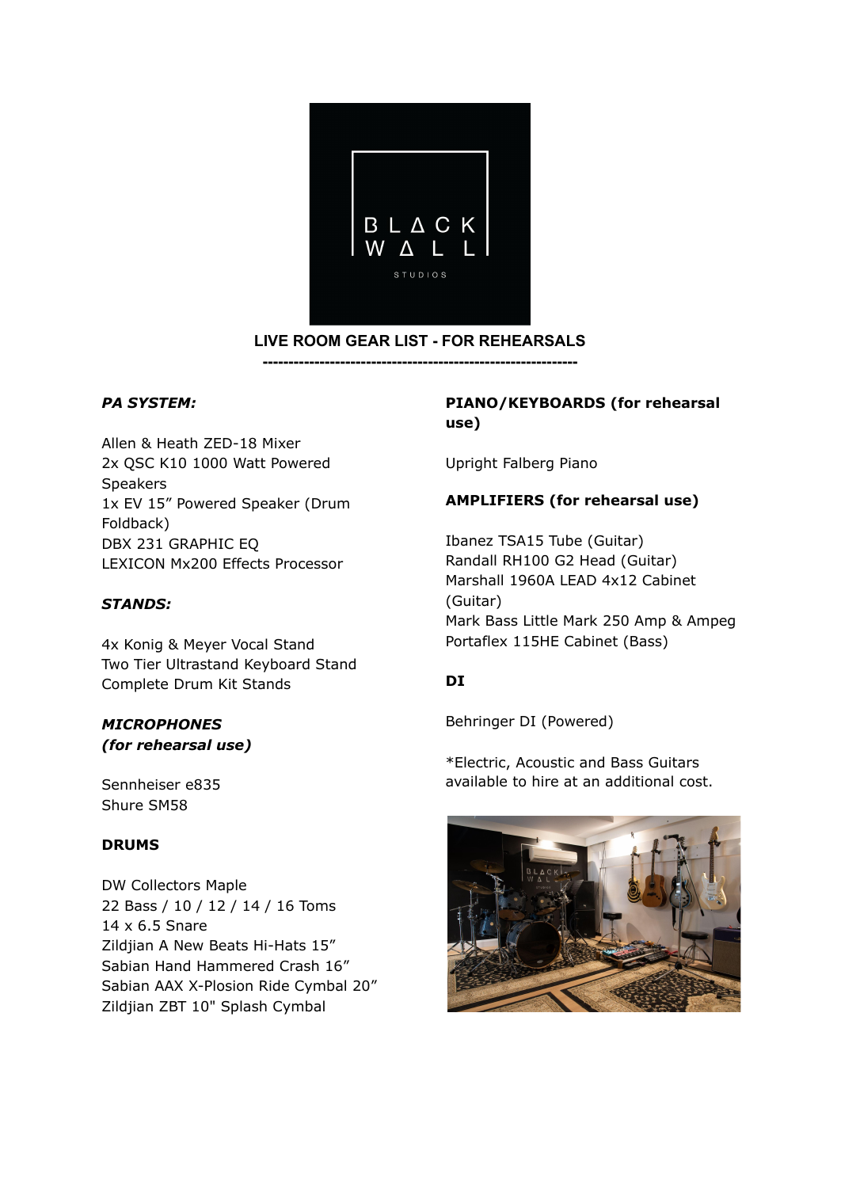# LIVE ROOM GEAR LIST - FOR REHEARSALS

---

***PA SYSTEM:***

Allen & Heath ZED-18 Mixer
2x QSC K10 1000 Watt Powered Speakers
1x EV 15" Powered Speaker (Drum Foldback)
DBX 231 GRAPHIC EQ
LEXICON Mx200 Effects Processor

***STANDS:***

4x Konig & Meyer Vocal Stand
Two Tier Ultrastand Keyboard Stand
Complete Drum Kit Stands

***MICROPHONES (for rehearsal use)***

Sennheiser e835
Shure SM58

**DRUMS**

DW Collectors Maple
22 Bass / 10 / 12 / 14 / 16 Toms
14 x 6.5 Snare
Zildjian A New Beats Hi-Hats 15"
Sabian Hand Hammered Crash 16"
Sabian AAX X-Plosion Ride Cymbal 20"
Zildjian ZBT 10" Splash Cymbal

**PIANO/KEYBOARDS (for rehearsal use)**

Upright Falberg Piano

**AMPLIFIERS (for rehearsal use)**

Ibanez TSA15 Tube (Guitar)
Randall RH100 G2 Head (Guitar)
Marshall 1960A LEAD 4x12 Cabinet (Guitar)
Mark Bass Little Mark 250 Amp & Ampeg Portaflex 115HE Cabinet (Bass)

**DI**

Behringer DI (Powered)

*Electric, Acoustic and Bass Guitars available to hire at an additional cost.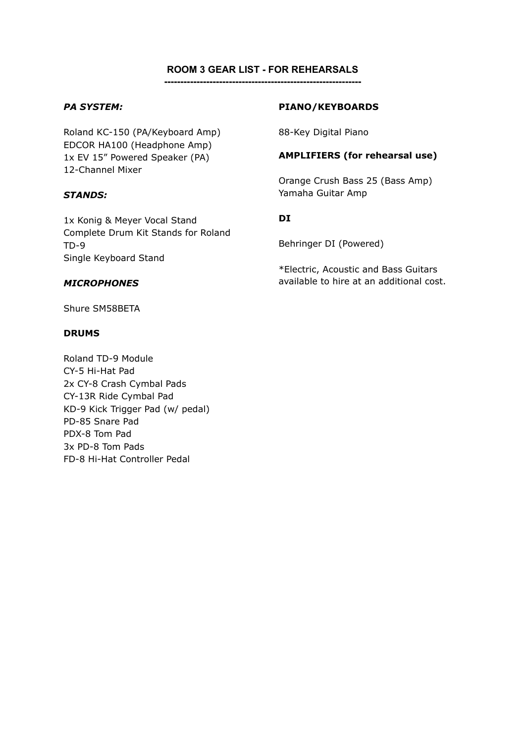## ROOM 3 GEAR LIST - FOR REHEARSALS

-----------------------------------------------------------

### *PA SYSTEM:*

Roland KC-150 (PA/Keyboard Amp)
EDCOR HA100 (Headphone Amp)
1x EV 15” Powered Speaker (PA)
12-Channel Mixer

### *STANDS:*

1x Konig & Meyer Vocal Stand
Complete Drum Kit Stands for Roland TD-9
Single Keyboard Stand

### *MICROPHONES*

Shure SM58BETA

### **DRUMS**

Roland TD-9 Module
CY-5 Hi-Hat Pad
2x CY-8 Crash Cymbal Pads
CY-13R Ride Cymbal Pad
KD-9 Kick Trigger Pad (w/ pedal)
PD-85 Snare Pad
PDX-8 Tom Pad
3x PD-8 Tom Pads
FD-8 Hi-Hat Controller Pedal

### **PIANO/KEYBOARDS**

88-Key Digital Piano

### **AMPLIFIERS (for rehearsal use)**

Orange Crush Bass 25 (Bass Amp)
Yamaha Guitar Amp

### **DI**

Behringer DI (Powered)

*Electric, Acoustic and Bass Guitars available to hire at an additional cost.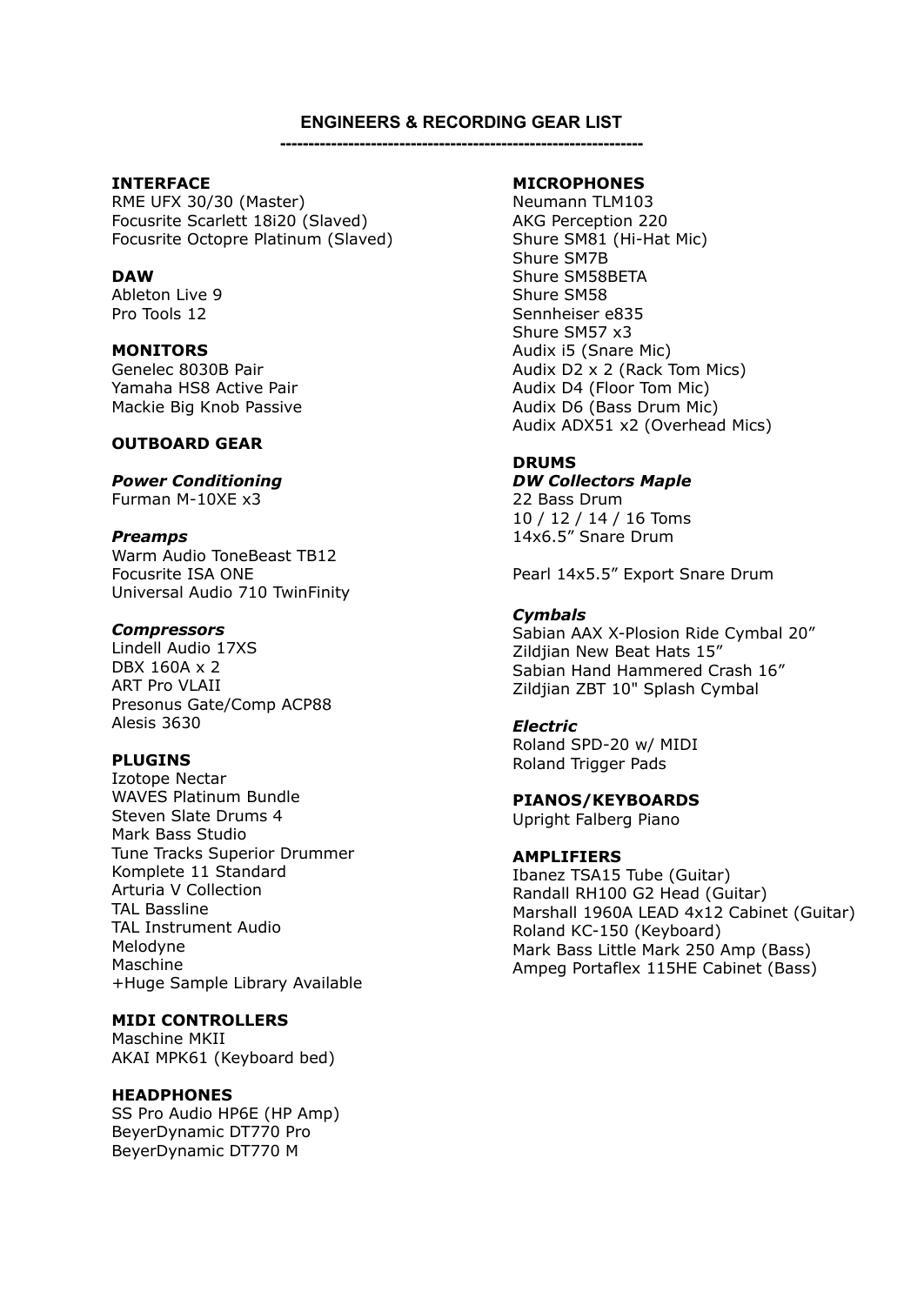## ENGINEERS & RECORDING GEAR LIST

---

### INTERFACE
RME UFX 30/30 (Master)
Focusrite Scarlett 18i20 (Slaved)
Focusrite Octopre Platinum (Slaved)

### DAW
Ableton Live 9
Pro Tools 12

### MONITORS
Genelec 8030B Pair
Yamaha HS8 Active Pair
Mackie Big Knob Passive

### OUTBOARD GEAR

***Power Conditioning***
Furman M-10XE x3

***Preamps***
Warm Audio ToneBeast TB12
Focusrite ISA ONE
Universal Audio 710 TwinFinity

***Compressors***
Lindell Audio 17XS
DBX 160A x 2
ART Pro VLAII
Presonus Gate/Comp ACP88
Alesis 3630

### PLUGINS
Izotope Nectar
WAVES Platinum Bundle
Steven Slate Drums 4
Mark Bass Studio
Tune Tracks Superior Drummer
Komplete 11 Standard
Arturia V Collection
TAL Bassline
TAL Instrument Audio
Melodyne
Maschine
+Huge Sample Library Available

### MIDI CONTROLLERS
Maschine MKII
AKAI MPK61 (Keyboard bed)

### HEADPHONES
SS Pro Audio HP6E (HP Amp)
BeyerDynamic DT770 Pro
BeyerDynamic DT770 M

### MICROPHONES
Neumann TLM103
AKG Perception 220
Shure SM81 (Hi-Hat Mic)
Shure SM7B
Shure SM58BETA
Shure SM58
Sennheiser e835
Shure SM57 x3
Audix i5 (Snare Mic)
Audix D2 x 2 (Rack Tom Mics)
Audix D4 (Floor Tom Mic)
Audix D6 (Bass Drum Mic)
Audix ADX51 x2 (Overhead Mics)

### DRUMS

***DW Collectors Maple***
22 Bass Drum
10 / 12 / 14 / 16 Toms
14x6.5” Snare Drum

Pearl 14x5.5” Export Snare Drum

***Cymbals***
Sabian AAX X-Plosion Ride Cymbal 20”
Zildjian New Beat Hats 15”
Sabian Hand Hammered Crash 16”
Zildjian ZBT 10" Splash Cymbal

***Electric***
Roland SPD-20 w/ MIDI
Roland Trigger Pads

### PIANOS/KEYBOARDS
Upright Falberg Piano

### AMPLIFIERS
Ibanez TSA15 Tube (Guitar)
Randall RH100 G2 Head (Guitar)
Marshall 1960A LEAD 4x12 Cabinet (Guitar)
Roland KC-150 (Keyboard)
Mark Bass Little Mark 250 Amp (Bass)
Ampeg Portaflex 115HE Cabinet (Bass)